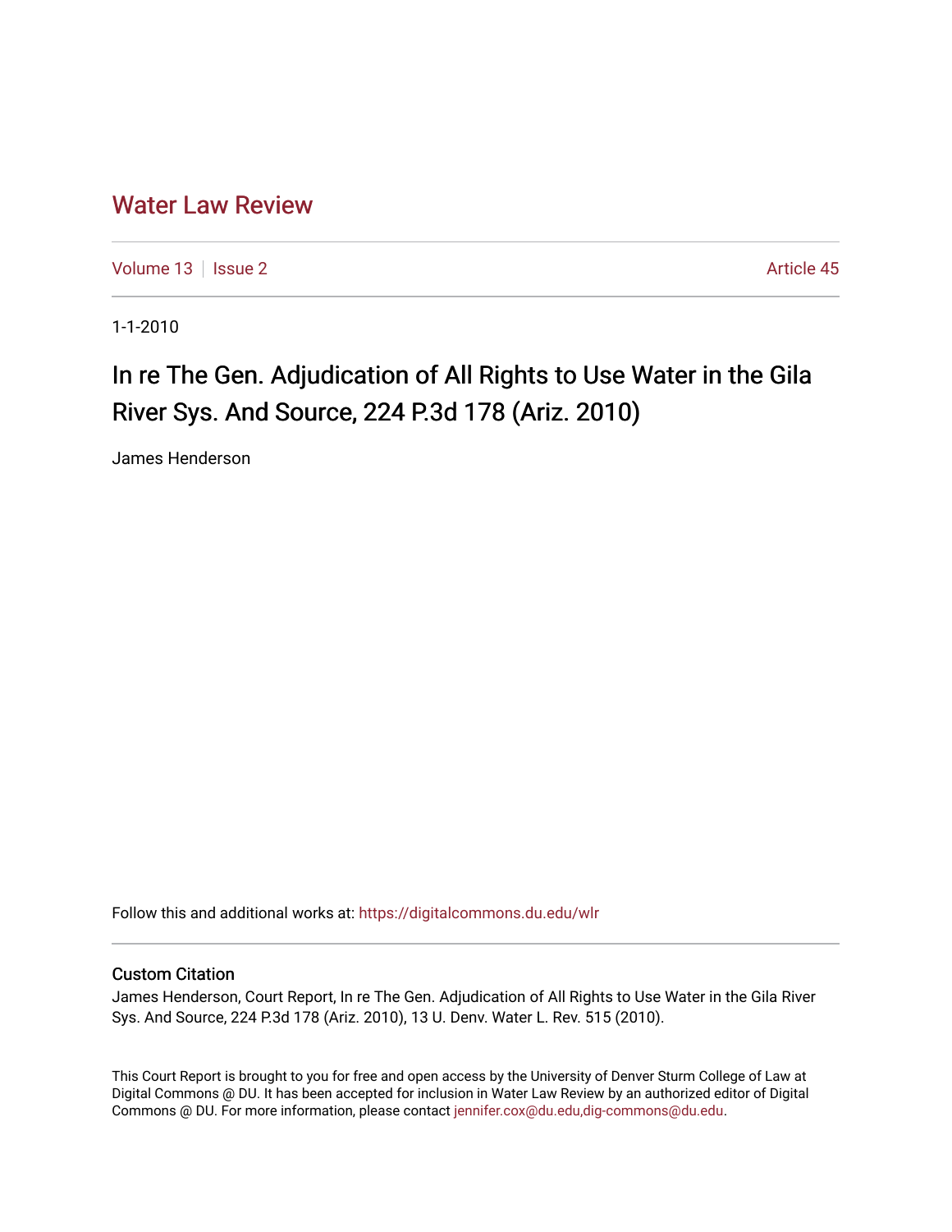# Water Law Review

Volume 13 | Issue 2 | Article 45

1-1-2010

## In re The Gen. Adjudication of All Rights to Use Water in the Gila River Sys. And Source, 224 P.3d 178 (Ariz. 2010)

James Henderson

Follow this and additional works at: https://digitalcommons.du.edu/wlr

### Custom Citation

James Henderson, Court Report, In re The Gen. Adjudication of All Rights to Use Water in the Gila River Sys. And Source, 224 P.3d 178 (Ariz. 2010), 13 U. Denv. Water L. Rev. 515 (2010).

This Court Report is brought to you for free and open access by the University of Denver Sturm College of Law at Digital Commons @ DU. It has been accepted for inclusion in Water Law Review by an authorized editor of Digital Commons @ DU. For more information, please contact jennifer.cox@du.edu,dig-commons@du.edu.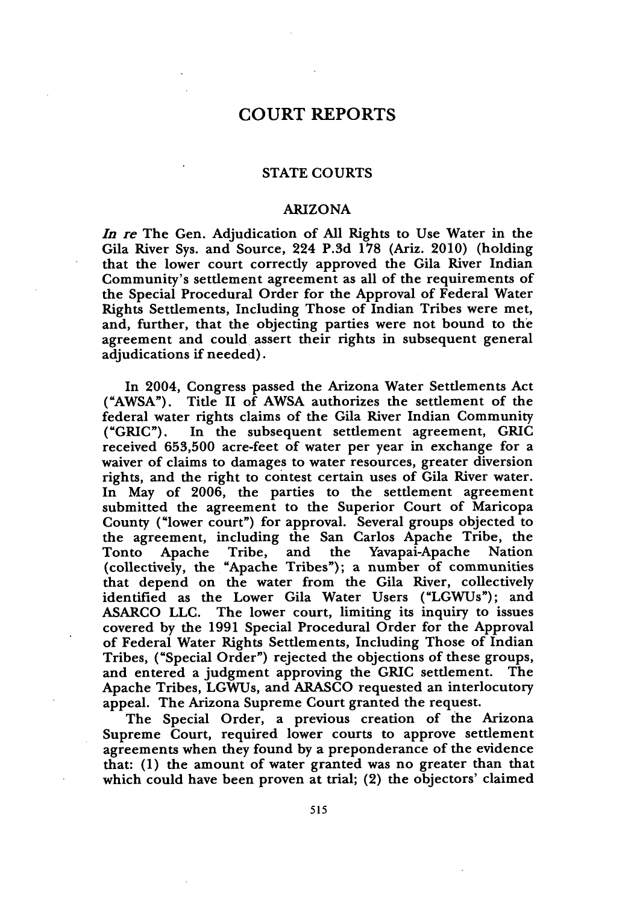# COURT REPORTS

## STATE COURTS

### ARIZONA

*In re* The Gen. Adjudication of All Rights to Use Water in the Gila River Sys. and Source, 224 P.3d 178 (Ariz. 2010) (holding that the lower court correctly approved the Gila River Indian Community's settlement agreement as all of the requirements of the Special Procedural Order for the Approval of Federal Water Rights Settlements, Including Those of Indian Tribes were met, and, further, that the objecting parties were not bound to the agreement and could assert their rights in subsequent general adjudications if needed).

In 2004, Congress passed the Arizona Water Settlements Act ("AWSA"). Title II of AWSA authorizes the settlement of the federal water rights claims of the Gila River Indian Community ("GRIC"). In the subsequent settlement agreement, GRIC received 653,500 acre-feet of water per year in exchange for a waiver of claims to damages to water resources, greater diversion rights, and the right to contest certain uses of Gila River water. In May of 2006, the parties to the settlement agreement submitted the agreement to the Superior Court of Maricopa County ("lower court") for approval. Several groups objected to the agreement, including the San Carlos Apache Tribe, the Tonto Apache Tribe, and the Yavapai-Apache Nation (collectively, the "Apache Tribes"); a number of communities that depend on the water from the Gila River, collectively identified as the Lower Gila Water Users ("LGWUs"); and ASARCO LLC. The lower court, limiting its inquiry to issues covered by the 1991 Special Procedural Order for the Approval of Federal Water Rights Settlements, Including Those of Indian Tribes, ("Special Order") rejected the objections of these groups, and entered a judgment approving the GRIC settlement. The Apache Tribes, LGWUs, and ARASCO requested an interlocutory appeal. The Arizona Supreme Court granted the request.

The Special Order, a previous creation of the Arizona Supreme Court, required lower courts to approve settlement agreements when they found by a preponderance of the evidence that: (1) the amount of water granted was no greater than that which could have been proven at trial; (2) the objectors' claimed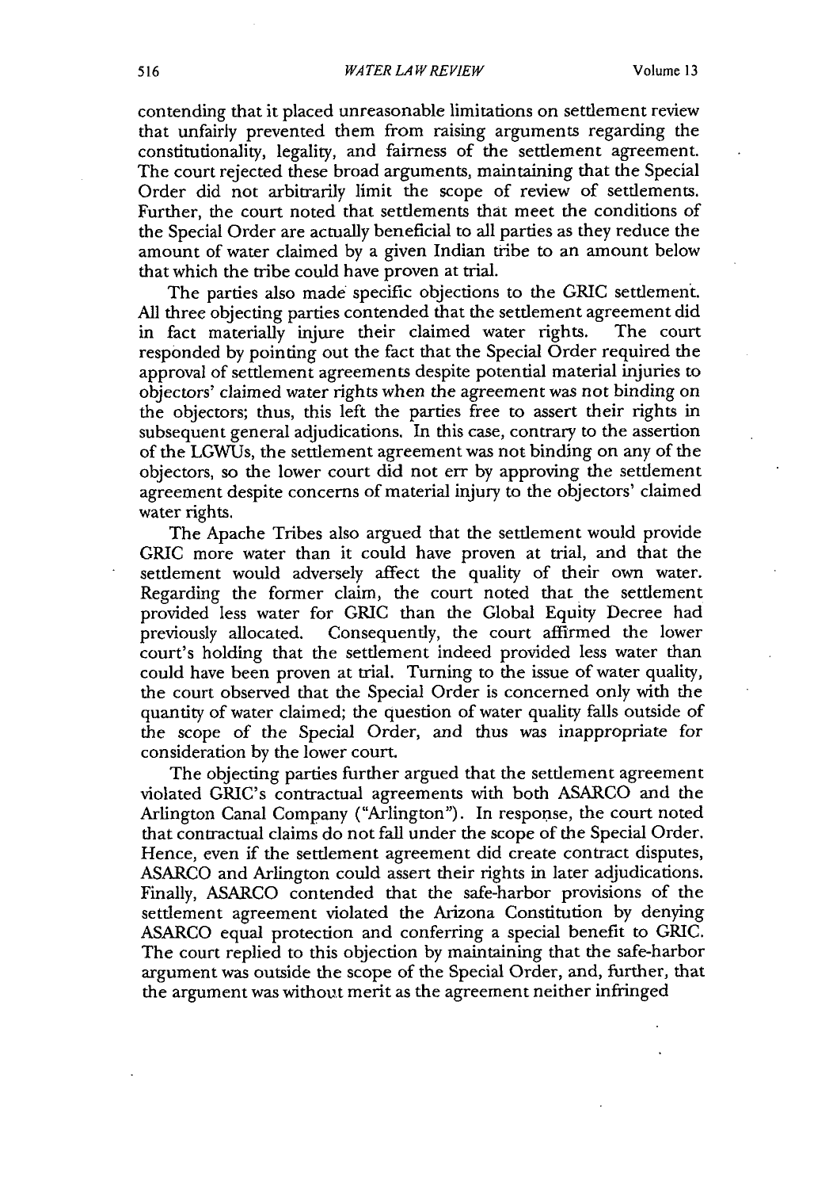contending that it placed unreasonable limitations on settlement review that unfairly prevented them from raising arguments regarding the constitutionality, legality, and fairness of the settlement agreement. The court rejected these broad arguments, maintaining that the Special Order did not arbitrarily limit the scope of review of settlements. Further, the court noted that settlements that meet the conditions of the Special Order are actually beneficial to all parties as they reduce the amount of water claimed by a given Indian tribe to an amount below that which the tribe could have proven at trial.

The parties also made specific objections to the GRIC settlement. All three objecting parties contended that the settlement agreement did in fact materially injure their claimed water rights. The court responded by pointing out the fact that the Special Order required the approval of settlement agreements despite potential material injuries to objectors' claimed water rights when the agreement was not binding on the objectors; thus, this left the parties free to assert their rights in subsequent general adjudications. In this case, contrary to the assertion of the LGWUs, the settlement agreement was not binding on any of the objectors, so the lower court did not err by approving the settlement agreement despite concerns of material injury to the objectors' claimed water rights.

The Apache Tribes also argued that the settlement would provide GRIC more water than it could have proven at trial, and that the settlement would adversely affect the quality of their own water. Regarding the former claim, the court noted that the settlement provided less water for GRIC than the Global Equity Decree had previously allocated. Consequently, the court affirmed the lower court's holding that the settlement indeed provided less water than could have been proven at trial. Turning to the issue of water quality, the court observed that the Special Order is concerned only with the quantity of water claimed; the question of water quality falls outside of the scope of the Special Order, and thus was inappropriate for consideration by the lower court.

The objecting parties further argued that the settlement agreement violated GRIC's contractual agreements with both ASARCO and the Arlington Canal Company ("Arlington"). In response, the court noted that contractual claims do not fall under the scope of the Special Order. Hence, even if the settlement agreement did create contract disputes, ASARCO and Arlington could assert their rights in later adjudications. Finally, ASARCO contended that the safe-harbor provisions of the settlement agreement violated the Arizona Constitution by denying ASARCO equal protection and conferring a special benefit to GRIC. The court replied to this objection by maintaining that the safe-harbor argument was outside the scope of the Special Order, and, further, that the argument was without merit as the agreement neither infringed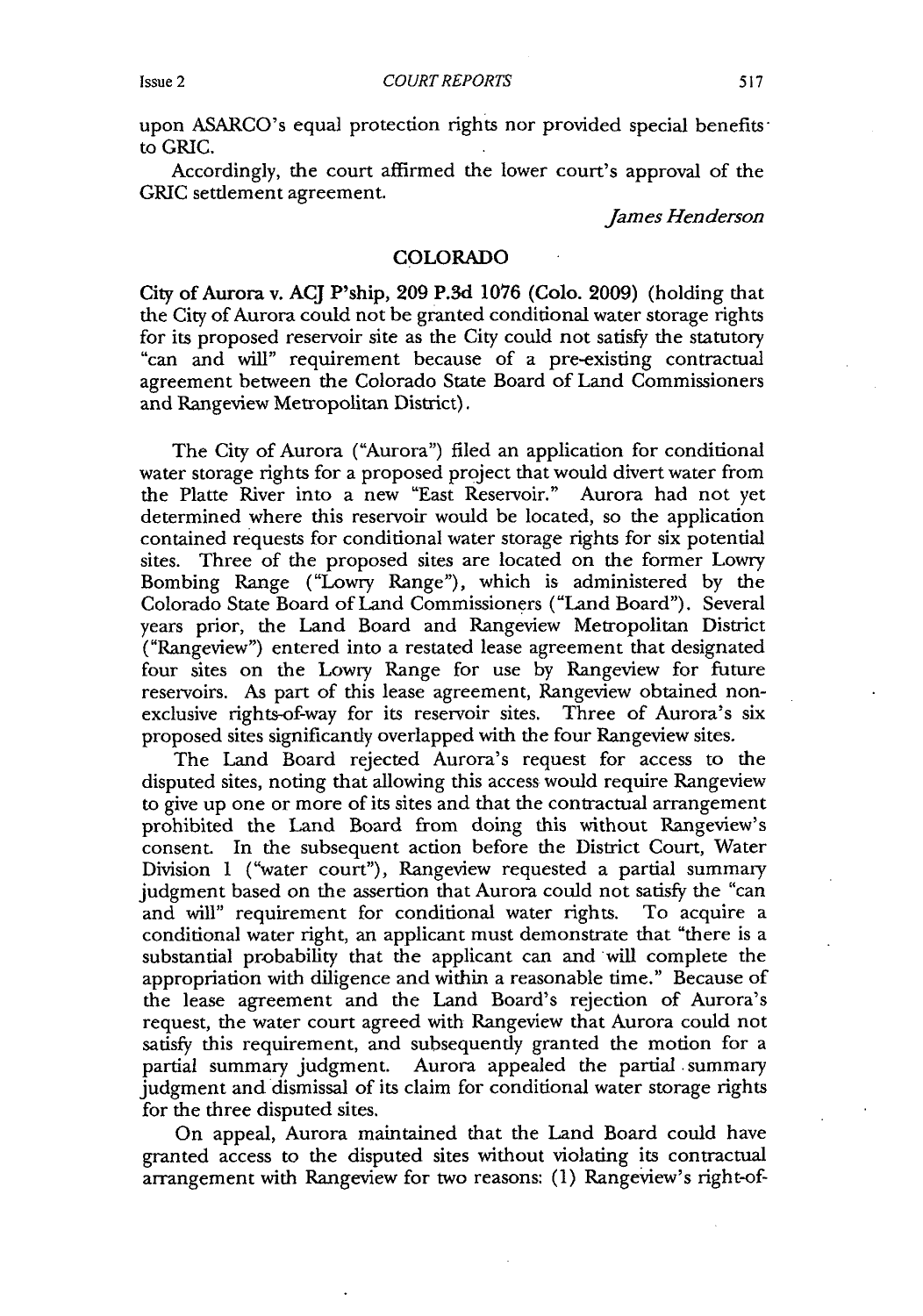upon ASARCO's equal protection rights nor provided special benefits to GRIC.

Accordingly, the court affirmed the lower court's approval of the GRIC settlement agreement.

*James Henderson*

## COLORADO

**City of Aurora v. ACJ P'ship, 209 P.3d 1076 (Colo. 2009)** (holding that the City of Aurora could not be granted conditional water storage rights for its proposed reservoir site as the City could not satisfy the statutory "can and will" requirement because of a pre-existing contractual agreement between the Colorado State Board of Land Commissioners and Rangeview Metropolitan District).

The City of Aurora ("Aurora") filed an application for conditional water storage rights for a proposed project that would divert water from the Platte River into a new "East Reservoir." Aurora had not yet determined where this reservoir would be located, so the application contained requests for conditional water storage rights for six potential sites. Three of the proposed sites are located on the former Lowry Bombing Range ("Lowry Range"), which is administered by the Colorado State Board of Land Commissioners ("Land Board"). Several years prior, the Land Board and Rangeview Metropolitan District ("Rangeview") entered into a restated lease agreement that designated four sites on the Lowry Range for use by Rangeview for future reservoirs. As part of this lease agreement, Rangeview obtained non-exclusive rights-of-way for its reservoir sites. Three of Aurora's six proposed sites significantly overlapped with the four Rangeview sites.

The Land Board rejected Aurora's request for access to the disputed sites, noting that allowing this access would require Rangeview to give up one or more of its sites and that the contractual arrangement prohibited the Land Board from doing this without Rangeview's consent. In the subsequent action before the District Court, Water Division 1 ("water court"), Rangeview requested a partial summary judgment based on the assertion that Aurora could not satisfy the "can and will" requirement for conditional water rights. To acquire a conditional water right, an applicant must demonstrate that "there is a substantial probability that the applicant can and will complete the appropriation with diligence and within a reasonable time." Because of the lease agreement and the Land Board's rejection of Aurora's request, the water court agreed with Rangeview that Aurora could not satisfy this requirement, and subsequently granted the motion for a partial summary judgment. Aurora appealed the partial summary judgment and dismissal of its claim for conditional water storage rights for the three disputed sites.

On appeal, Aurora maintained that the Land Board could have granted access to the disputed sites without violating its contractual arrangement with Rangeview for two reasons: (1) Rangeview's right-of-